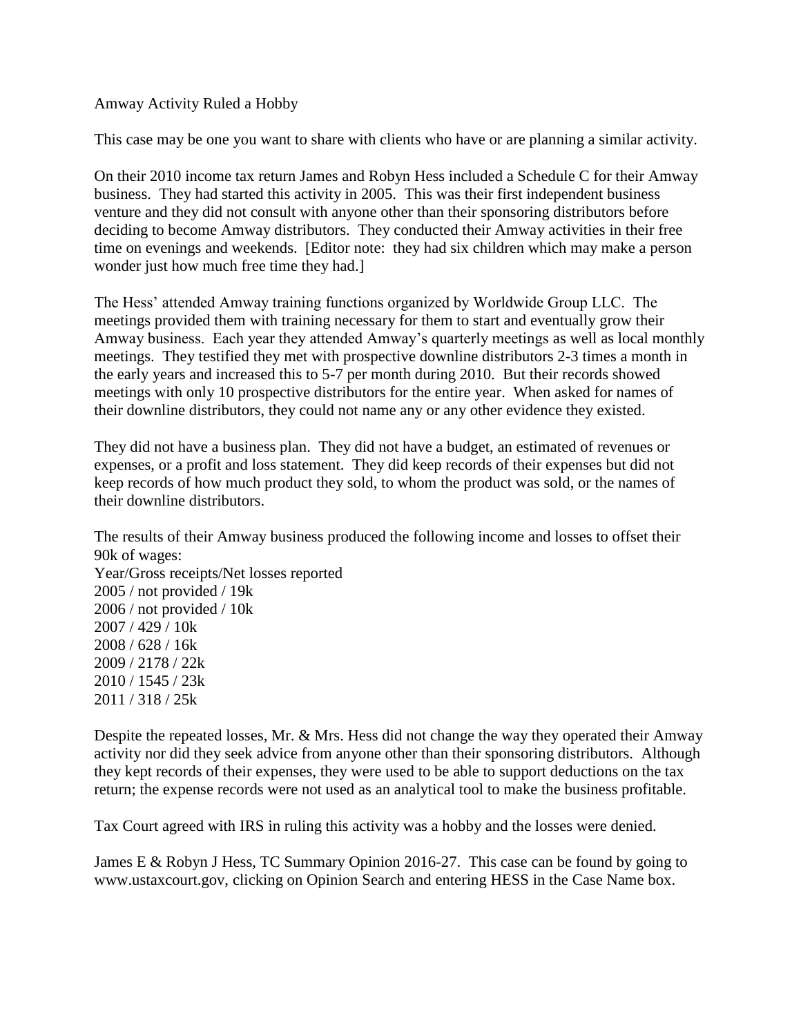# Amway Activity Ruled a Hobby

This case may be one you want to share with clients who have or are planning a similar activity.

On their 2010 income tax return James and Robyn Hess included a Schedule C for their Amway business. They had started this activity in 2005. This was their first independent business venture and they did not consult with anyone other than their sponsoring distributors before deciding to become Amway distributors. They conducted their Amway activities in their free time on evenings and weekends. [Editor note: they had six children which may make a person wonder just how much free time they had.]

The Hess' attended Amway training functions organized by Worldwide Group LLC. The meetings provided them with training necessary for them to start and eventually grow their Amway business. Each year they attended Amway's quarterly meetings as well as local monthly meetings. They testified they met with prospective downline distributors 2-3 times a month in the early years and increased this to 5-7 per month during 2010. But their records showed meetings with only 10 prospective distributors for the entire year. When asked for names of their downline distributors, they could not name any or any other evidence they existed.

They did not have a business plan. They did not have a budget, an estimated of revenues or expenses, or a profit and loss statement. They did keep records of their expenses but did not keep records of how much product they sold, to whom the product was sold, or the names of their downline distributors.

The results of their Amway business produced the following income and losses to offset their 90k of wages:

| Year | Gross receipts | Net losses reported |
|---|---|---|
| 2005 | not provided | 19k |
| 2006 | not provided | 10k |
| 2007 | 429 | 10k |
| 2008 | 628 | 16k |
| 2009 | 2178 | 22k |
| 2010 | 1545 | 23k |
| 2011 | 318 | 25k |

Despite the repeated losses, Mr. & Mrs. Hess did not change the way they operated their Amway activity nor did they seek advice from anyone other than their sponsoring distributors. Although they kept records of their expenses, they were used to be able to support deductions on the tax return; the expense records were not used as an analytical tool to make the business profitable.

Tax Court agreed with IRS in ruling this activity was a hobby and the losses were denied.

James E & Robyn J Hess, TC Summary Opinion 2016-27. This case can be found by going to www.ustaxcourt.gov, clicking on Opinion Search and entering HESS in the Case Name box.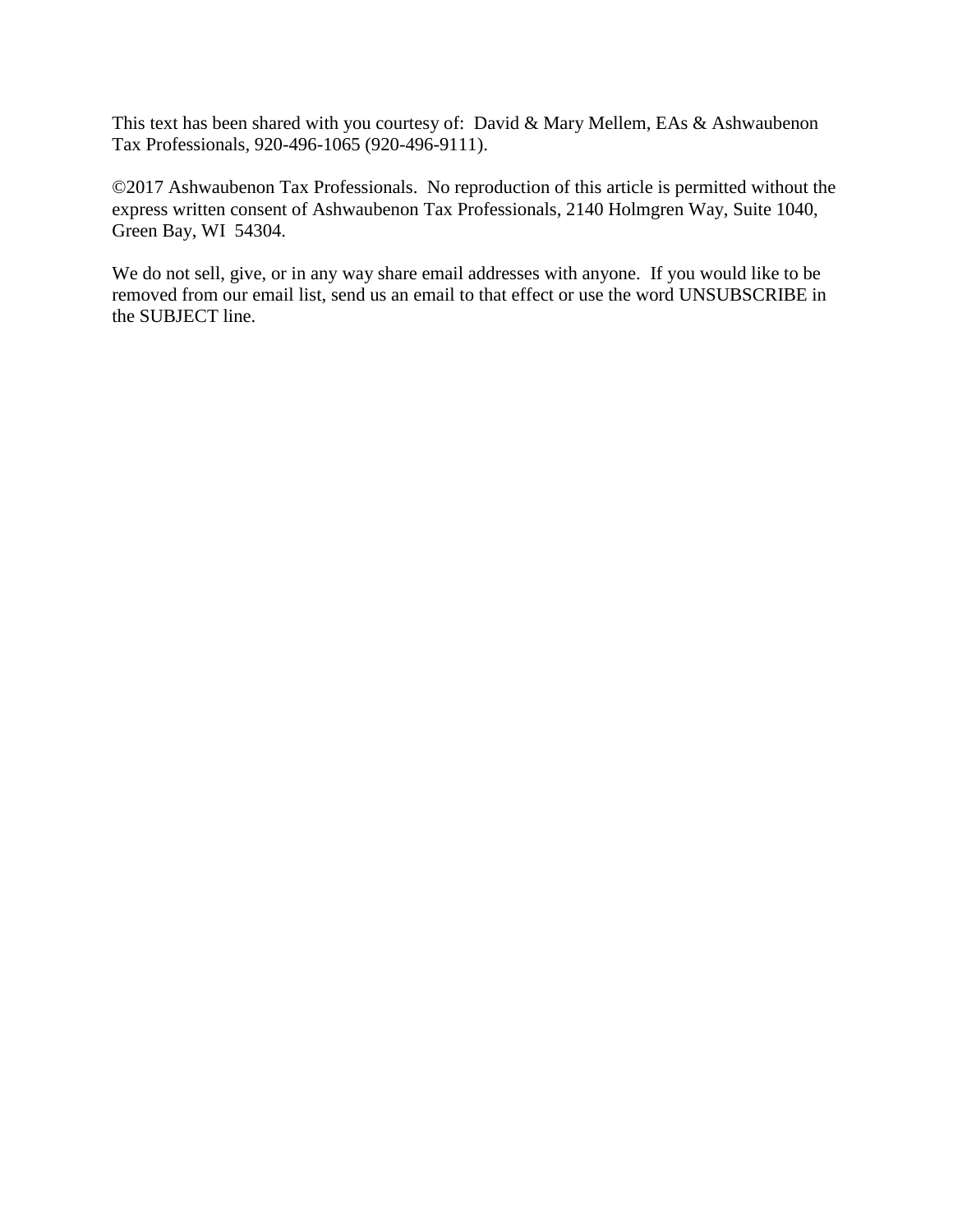This text has been shared with you courtesy of:  David & Mary Mellem, EAs & Ashwaubenon Tax Professionals, 920-496-1065 (920-496-9111).

©2017 Ashwaubenon Tax Professionals.  No reproduction of this article is permitted without the express written consent of Ashwaubenon Tax Professionals, 2140 Holmgren Way, Suite 1040, Green Bay, WI  54304.

We do not sell, give, or in any way share email addresses with anyone.  If you would like to be removed from our email list, send us an email to that effect or use the word UNSUBSCRIBE in the SUBJECT line.